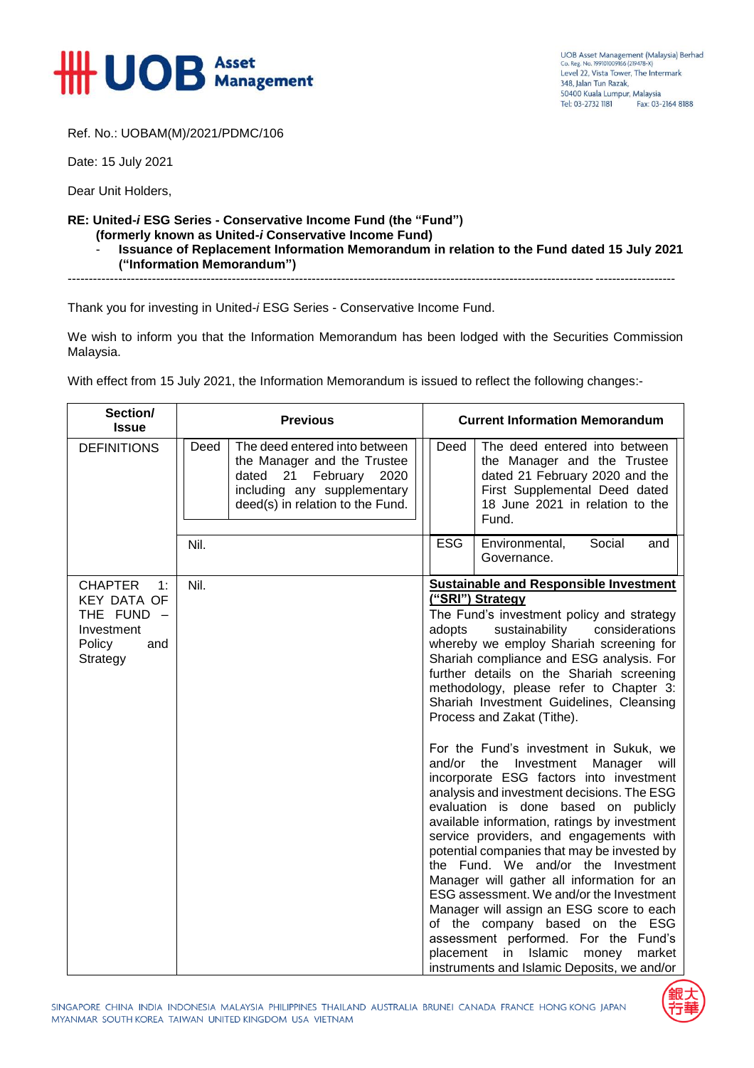Ref. No.: UOBAM(M)/2021/PDMC/106

Date: 15 July 2021

Dear Unit Holders,

**RE: United-*i* ESG Series - Conservative Income Fund (the "Fund")**
**(formerly known as United-*i* Conservative Income Fund)**

- **Issuance of Replacement Information Memorandum in relation to the Fund dated 15 July 2021 ("Information Memorandum")**

---

Thank you for investing in United-*i* ESG Series - Conservative Income Fund.

We wish to inform you that the Information Memorandum has been lodged with the Securities Commission Malaysia.

With effect from 15 July 2021, the Information Memorandum is issued to reflect the following changes:-

| Section/ Issue | Previous | Current Information Memorandum |
|---|---|---|
| DEFINITIONS | **Deed** – The deed entered into between the Manager and the Trustee dated 21 February 2020 including any supplementary deed(s) in relation to the Fund. | **Deed** – The deed entered into between the Manager and the Trustee dated 21 February 2020 and the First Supplemental Deed dated 18 June 2021 in relation to the Fund. |
| | Nil. | **ESG** – Environmental, Social and Governance. |
| CHAPTER 1: KEY DATA OF THE FUND – Investment Policy and Strategy | Nil. | **<u>Sustainable and Responsible Investment ("SRI") Strategy</u>**<br>The Fund's investment policy and strategy adopts sustainability considerations whereby we employ Shariah screening for Shariah compliance and ESG analysis. For further details on the Shariah screening methodology, please refer to Chapter 3: Shariah Investment Guidelines, Cleansing Process and Zakat (Tithe).<br><br>For the Fund's investment in Sukuk, we and/or the Investment Manager will incorporate ESG factors into investment analysis and investment decisions. The ESG evaluation is done based on publicly available information, ratings by investment service providers, and engagements with potential companies that may be invested by the Fund. We and/or the Investment Manager will gather all information for an ESG assessment. We and/or the Investment Manager will assign an ESG score to each of the company based on the ESG assessment performed. For the Fund's placement in Islamic money market instruments and Islamic Deposits, we and/or |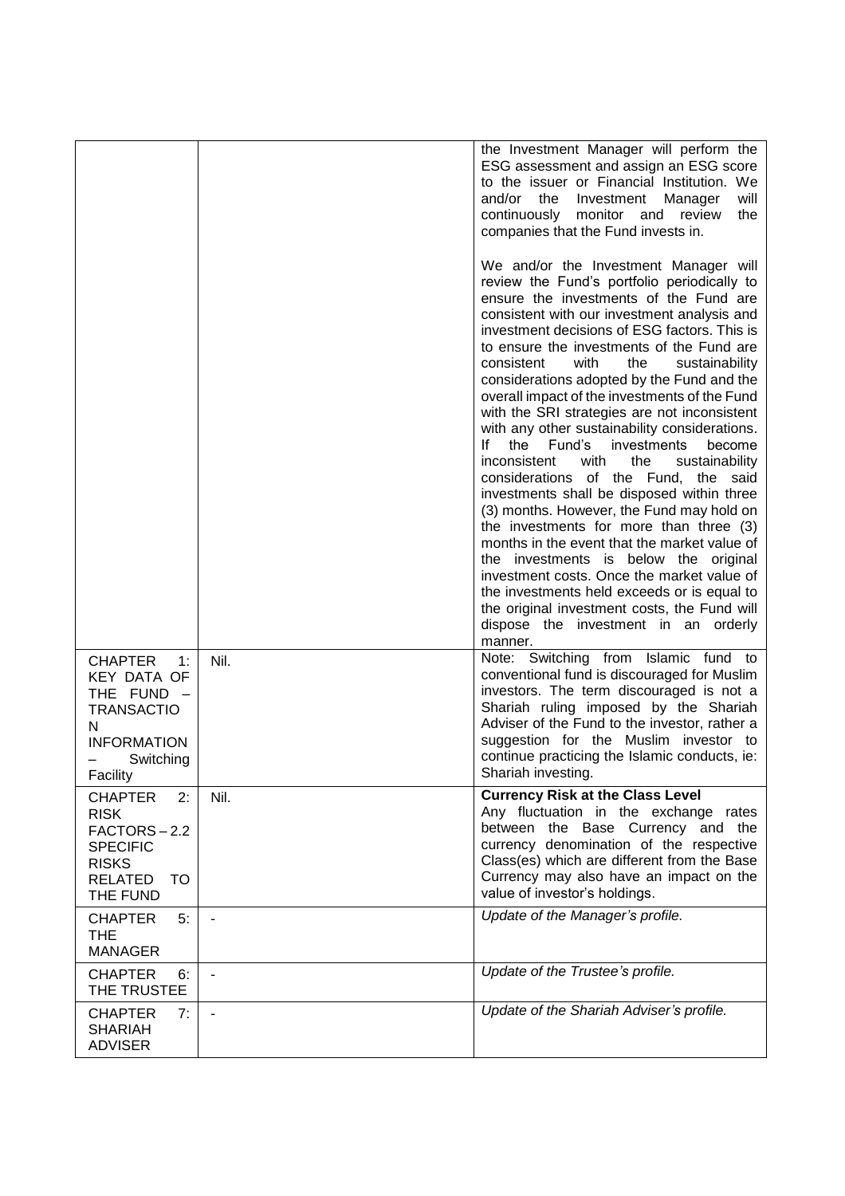| | | |
|---|---|---|
| | | the Investment Manager will perform the ESG assessment and assign an ESG score to the issuer or Financial Institution. We and/or the Investment Manager will continuously monitor and review the companies that the Fund invests in.<br><br>We and/or the Investment Manager will review the Fund's portfolio periodically to ensure the investments of the Fund are consistent with our investment analysis and investment decisions of ESG factors. This is to ensure the investments of the Fund are consistent with the sustainability considerations adopted by the Fund and the overall impact of the investments of the Fund with the SRI strategies are not inconsistent with any other sustainability considerations. If the Fund's investments become inconsistent with the sustainability considerations of the Fund, the said investments shall be disposed within three (3) months. However, the Fund may hold on the investments for more than three (3) months in the event that the market value of the investments is below the original investment costs. Once the market value of the investments held exceeds or is equal to the original investment costs, the Fund will dispose the investment in an orderly manner. |
| CHAPTER 1: KEY DATA OF THE FUND – TRANSACTION INFORMATION – Switching Facility | Nil. | Note: Switching from Islamic fund to conventional fund is discouraged for Muslim investors. The term discouraged is not a Shariah ruling imposed by the Shariah Adviser of the Fund to the investor, rather a suggestion for the Muslim investor to continue practicing the Islamic conducts, ie: Shariah investing. |
| CHAPTER 2: RISK FACTORS – 2.2 SPECIFIC RISKS RELATED TO THE FUND | Nil. | **Currency Risk at the Class Level**<br>Any fluctuation in the exchange rates between the Base Currency and the currency denomination of the respective Class(es) which are different from the Base Currency may also have an impact on the value of investor's holdings. |
| CHAPTER 5: THE MANAGER | - | *Update of the Manager's profile.* |
| CHAPTER 6: THE TRUSTEE | - | *Update of the Trustee's profile.* |
| CHAPTER 7: SHARIAH ADVISER | - | *Update of the Shariah Adviser's profile.* |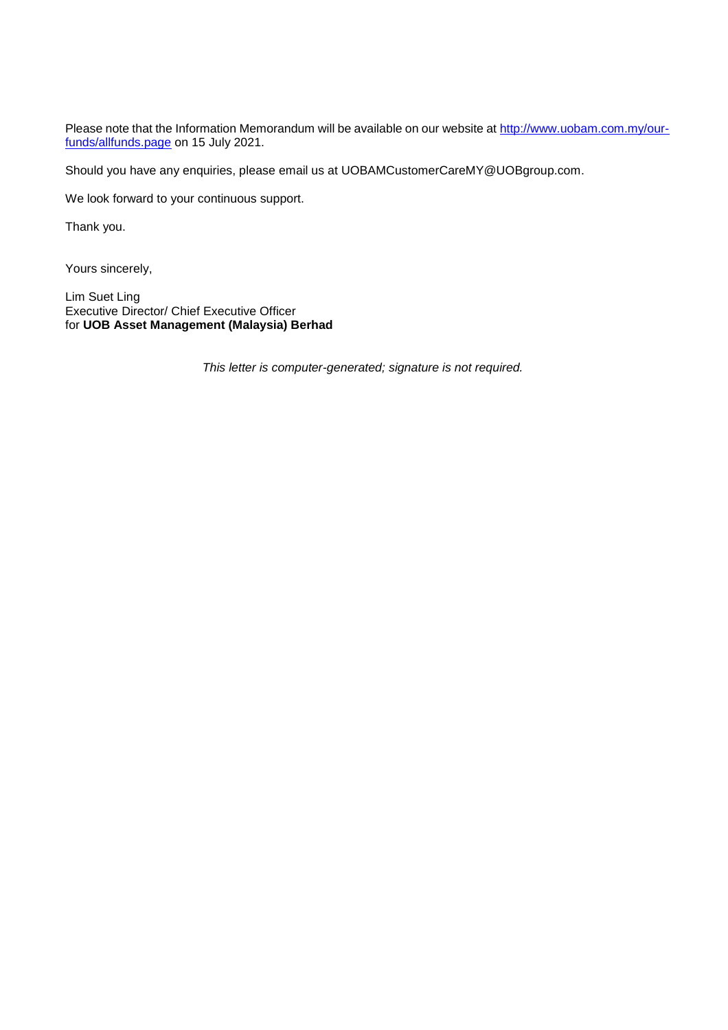Please note that the Information Memorandum will be available on our website at [http://www.uobam.com.my/our-funds/allfunds.page](http://www.uobam.com.my/our-funds/allfunds.page) on 15 July 2021.

Should you have any enquiries, please email us at UOBAMCustomerCareMY@UOBgroup.com.

We look forward to your continuous support.

Thank you.

Yours sincerely,

Lim Suet Ling
Executive Director/ Chief Executive Officer
for **UOB Asset Management (Malaysia) Berhad**

*This letter is computer-generated; signature is not required.*